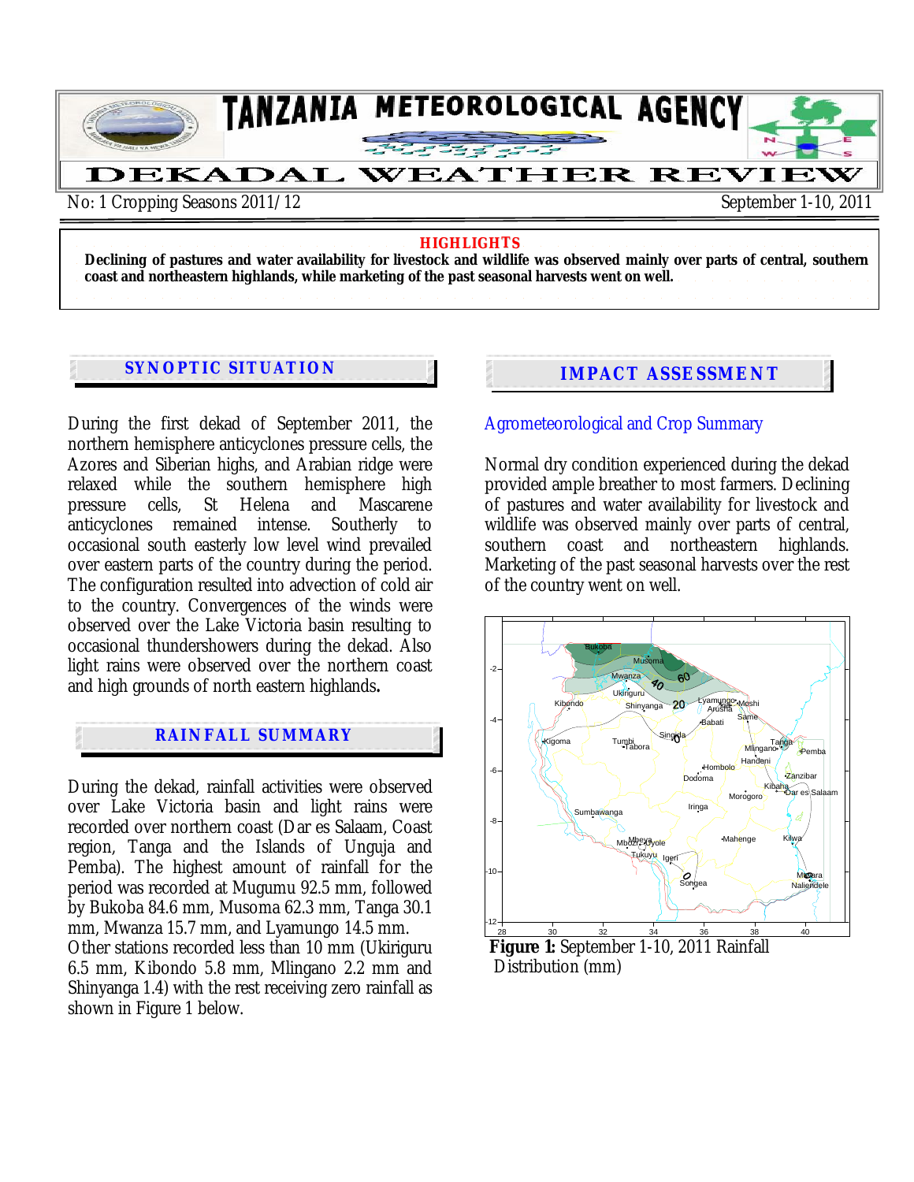# TANZANIA METEOROLOGICAL AGENCY

# DEKADAL WEATHER REVIEW

No: 1 Cropping Seasons 2011/12 | September 1-10, 2011

**HIGHLIGHTS**

**Declining of pastures and water availability for livestock and wildlife was observed mainly over parts of central, southern coast and northeastern highlands, while marketing of the past seasonal harvests went on well.**

## SYNOPTIC SITUATION

During the first dekad of September 2011, the northern hemisphere anticyclones pressure cells, the Azores and Siberian highs, and Arabian ridge were relaxed while the southern hemisphere high pressure cells, St Helena and Mascarene anticyclones remained intense. Southerly to occasional south easterly low level wind prevailed over eastern parts of the country during the period. The configuration resulted into advection of cold air to the country. Convergences of the winds were observed over the Lake Victoria basin resulting to occasional thundershowers during the dekad. Also light rains were observed over the northern coast and high grounds of north eastern highlands**.**

## RAINFALL SUMMARY

During the dekad, rainfall activities were observed over Lake Victoria basin and light rains were recorded over northern coast (Dar es Salaam, Coast region, Tanga and the Islands of Unguja and Pemba). The highest amount of rainfall for the period was recorded at Mugumu 92.5 mm, followed by Bukoba 84.6 mm, Musoma 62.3 mm, Tanga 30.1 mm, Mwanza 15.7 mm, and Lyamungo 14.5 mm. Other stations recorded less than 10 mm (Ukiriguru 6.5 mm, Kibondo 5.8 mm, Mlingano 2.2 mm and Shinyanga 1.4) with the rest receiving zero rainfall as shown in Figure 1 below.

## IMPACT ASSESSMENT

### Agrometeorological and Crop Summary

Normal dry condition experienced during the dekad provided ample breather to most farmers. Declining of pastures and water availability for livestock and wildlife was observed mainly over parts of central, southern coast and northeastern highlands. Marketing of the past seasonal harvests over the rest of the country went on well.

**Figure 1:** September 1-10, 2011 Rainfall Distribution (mm)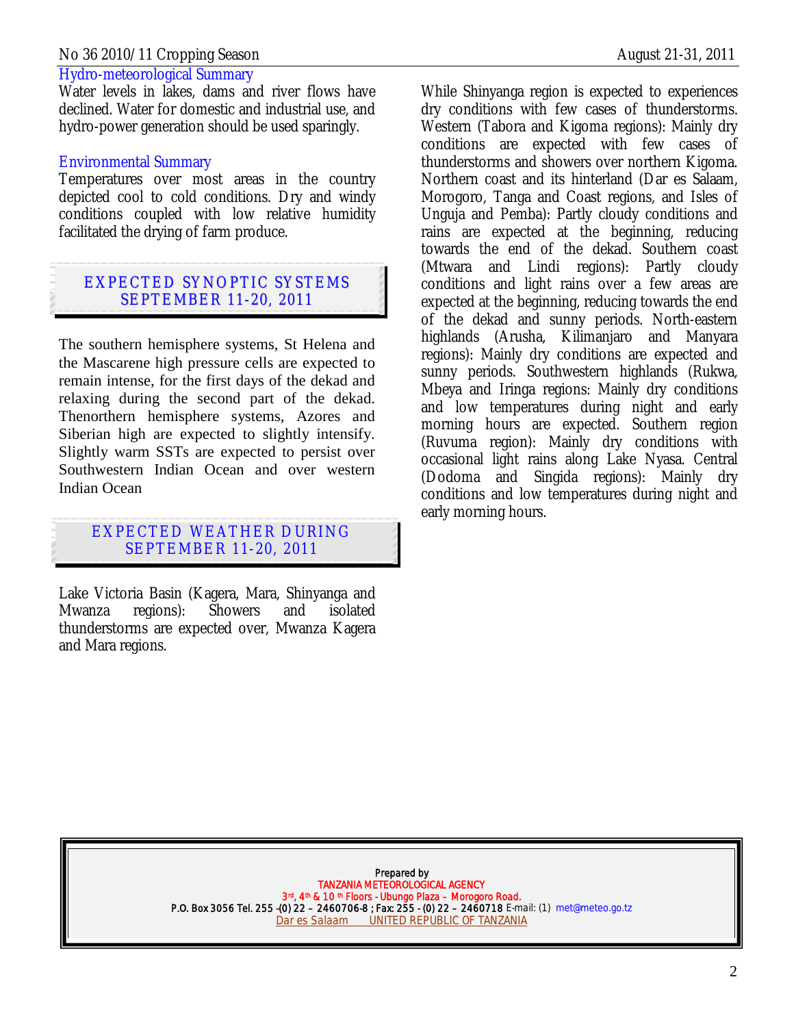## Hydro-meteorological Summary

Water levels in lakes, dams and river flows have declined. Water for domestic and industrial use, and hydro-power generation should be used sparingly.

## Environmental Summary

Temperatures over most areas in the country depicted cool to cold conditions. Dry and windy conditions coupled with low relative humidity facilitated the drying of farm produce.

## EXPECTED SYNOPTIC SYSTEMS SEPTEMBER 11-20, 2011

The southern hemisphere systems, St Helena and the Mascarene high pressure cells are expected to remain intense, for the first days of the dekad and relaxing during the second part of the dekad. Thenorthern hemisphere systems, Azores and Siberian high are expected to slightly intensify. Slightly warm SSTs are expected to persist over Southwestern Indian Ocean and over western Indian Ocean

## EXPECTED WEATHER DURING SEPTEMBER 11-20, 2011

Lake Victoria Basin (Kagera, Mara, Shinyanga and Mwanza regions): Showers and isolated thunderstorms are expected over, Mwanza Kagera and Mara regions. While Shinyanga region is expected to experiences dry conditions with few cases of thunderstorms. Western (Tabora and Kigoma regions): Mainly dry conditions are expected with few cases of thunderstorms and showers over northern Kigoma. Northern coast and its hinterland (Dar es Salaam, Morogoro, Tanga and Coast regions, and Isles of Unguja and Pemba): Partly cloudy conditions and rains are expected at the beginning, reducing towards the end of the dekad. Southern coast (Mtwara and Lindi regions): Partly cloudy conditions and light rains over a few areas are expected at the beginning, reducing towards the end of the dekad and sunny periods. North-eastern highlands (Arusha, Kilimanjaro and Manyara regions): Mainly dry conditions are expected and sunny periods. Southwestern highlands (Rukwa, Mbeya and Iringa regions: Mainly dry conditions and low temperatures during night and early morning hours are expected. Southern region (Ruvuma region): Mainly dry conditions with occasional light rains along Lake Nyasa. Central (Dodoma and Singida regions): Mainly dry conditions and low temperatures during night and early morning hours.

Prepared by
TANZANIA METEOROLOGICAL AGENCY
3rd, 4th & 10th Floors - Ubungo Plaza – Morogoro Road.
P.O. Box 3056 Tel. 255 -(0) 22 – 2460706-8 ; Fax: 255 - (0) 22 – 2460718 E-mail: (1) met@meteo.go.tz
Dar es Salaam UNITED REPUBLIC OF TANZANIA